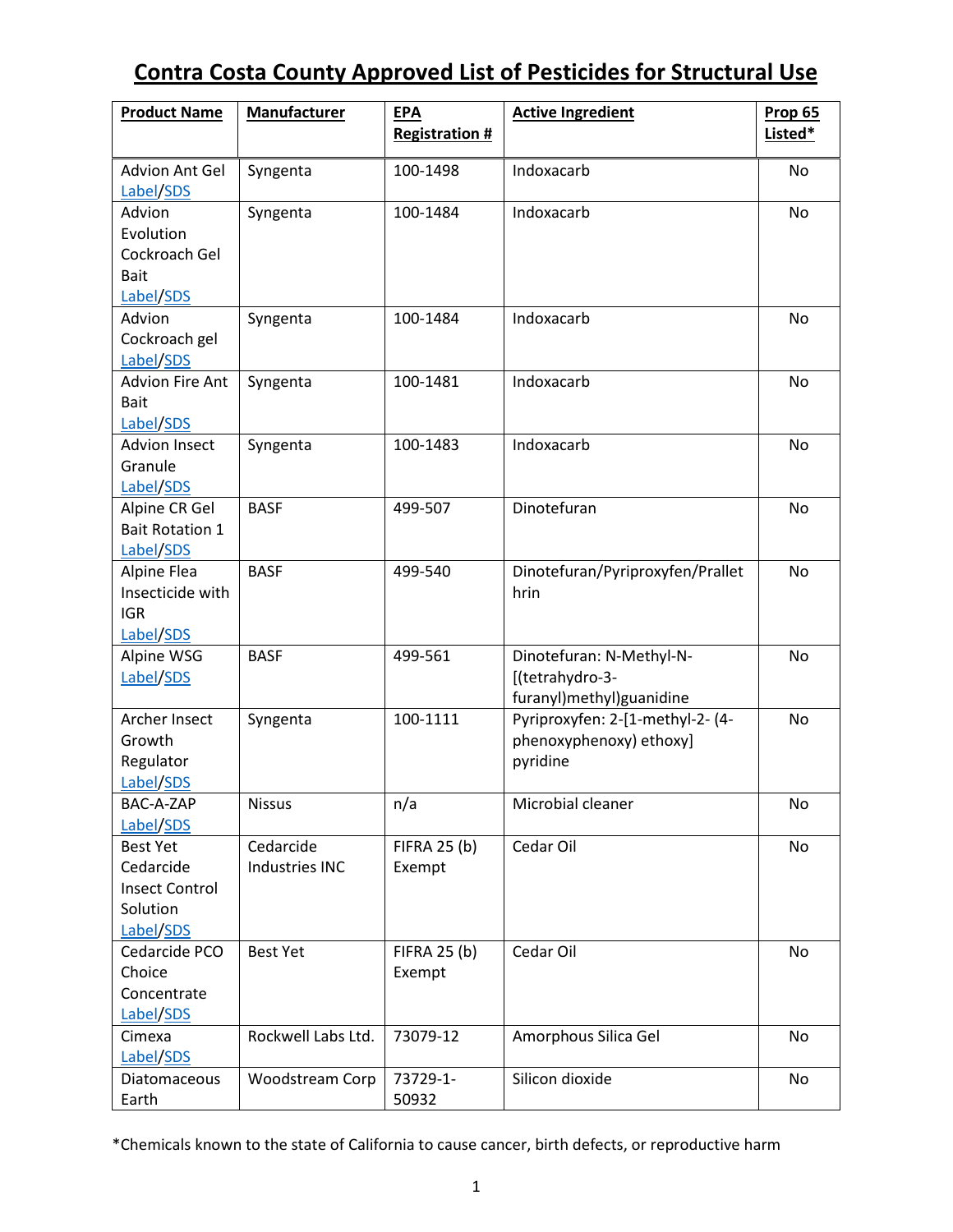# Contra Costa County Approved List of Pesticides for Structural Use

| Product Name | Manufacturer | EPA Registration # | Active Ingredient | Prop 65 Listed* |
|---|---|---|---|---|
| Advion Ant Gel Label/SDS | Syngenta | 100-1498 | Indoxacarb | No |
| Advion Evolution Cockroach Gel Bait Label/SDS | Syngenta | 100-1484 | Indoxacarb | No |
| Advion Cockroach gel Label/SDS | Syngenta | 100-1484 | Indoxacarb | No |
| Advion Fire Ant Bait Label/SDS | Syngenta | 100-1481 | Indoxacarb | No |
| Advion Insect Granule Label/SDS | Syngenta | 100-1483 | Indoxacarb | No |
| Alpine CR Gel Bait Rotation 1 Label/SDS | BASF | 499-507 | Dinotefuran | No |
| Alpine Flea Insecticide with IGR Label/SDS | BASF | 499-540 | Dinotefuran/Pyriproxyfen/Prallethrin | No |
| Alpine WSG Label/SDS | BASF | 499-561 | Dinotefuran: N-Methyl-N-[(tetrahydro-3-furanyl)methyl)guanidine | No |
| Archer Insect Growth Regulator Label/SDS | Syngenta | 100-1111 | Pyriproxyfen: 2-[1-methyl-2- (4-phenoxyphenoxy) ethoxy] pyridine | No |
| BAC-A-ZAP Label/SDS | Nissus | n/a | Microbial cleaner | No |
| Best Yet Cedarcide Insect Control Solution Label/SDS | Cedarcide Industries INC | FIFRA 25 (b) Exempt | Cedar Oil | No |
| Cedarcide PCO Choice Concentrate Label/SDS | Best Yet | FIFRA 25 (b) Exempt | Cedar Oil | No |
| Cimexa Label/SDS | Rockwell Labs Ltd. | 73079-12 | Amorphous Silica Gel | No |
| Diatomaceous Earth | Woodstream Corp | 73729-1-50932 | Silicon dioxide | No |

*Chemicals known to the state of California to cause cancer, birth defects, or reproductive harm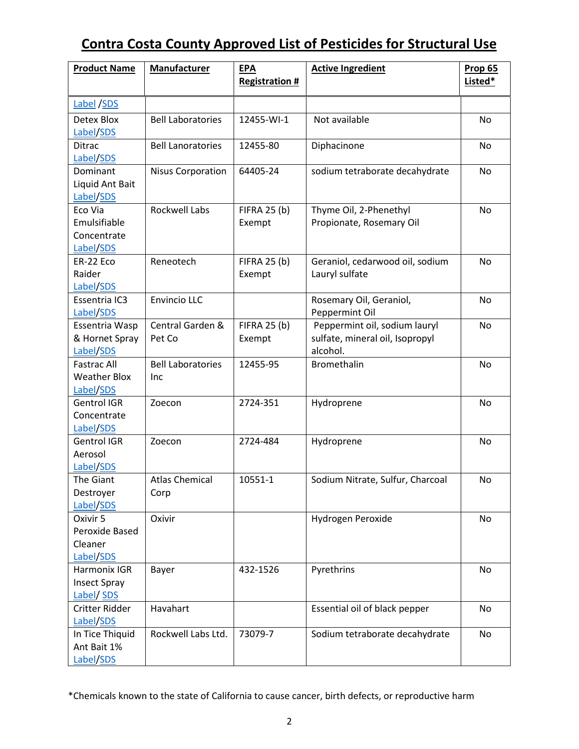# Contra Costa County Approved List of Pesticides for Structural Use

| Product Name | Manufacturer | EPA Registration # | Active Ingredient | Prop 65 Listed* |
|---|---|---|---|---|
| Label /SDS | | | | |
| Detex Blox Label/SDS | Bell Laboratories | 12455-WI-1 | Not available | No |
| Ditrac Label/SDS | Bell Lanoratories | 12455-80 | Diphacinone | No |
| Dominant Liquid Ant Bait Label/SDS | Nisus Corporation | 64405-24 | sodium tetraborate decahydrate | No |
| Eco Via Emulsifiable Concentrate Label/SDS | Rockwell Labs | FIFRA 25 (b) Exempt | Thyme Oil, 2-Phenethyl Propionate, Rosemary Oil | No |
| ER-22 Eco Raider Label/SDS | Reneotech | FIFRA 25 (b) Exempt | Geraniol, cedarwood oil, sodium Lauryl sulfate | No |
| Essentria IC3 Label/SDS | Envincio LLC | | Rosemary Oil, Geraniol, Peppermint Oil | No |
| Essentria Wasp & Hornet Spray Label/SDS | Central Garden & Pet Co | FIFRA 25 (b) Exempt | Peppermint oil, sodium lauryl sulfate, mineral oil, Isopropyl alcohol. | No |
| Fastrac All Weather Blox Label/SDS | Bell Laboratories Inc | 12455-95 | Bromethalin | No |
| Gentrol IGR Concentrate Label/SDS | Zoecon | 2724-351 | Hydroprene | No |
| Gentrol IGR Aerosol Label/SDS | Zoecon | 2724-484 | Hydroprene | No |
| The Giant Destroyer Label/SDS | Atlas Chemical Corp | 10551-1 | Sodium Nitrate, Sulfur, Charcoal | No |
| Oxivir 5 Peroxide Based Cleaner Label/SDS | Oxivir | | Hydrogen Peroxide | No |
| Harmonix IGR Insect Spray Label/ SDS | Bayer | 432-1526 | Pyrethrins | No |
| Critter Ridder Label/SDS | Havahart | | Essential oil of black pepper | No |
| In Tice Thiquid Ant Bait 1% Label/SDS | Rockwell Labs Ltd. | 73079-7 | Sodium tetraborate decahydrate | No |

*Chemicals known to the state of California to cause cancer, birth defects, or reproductive harm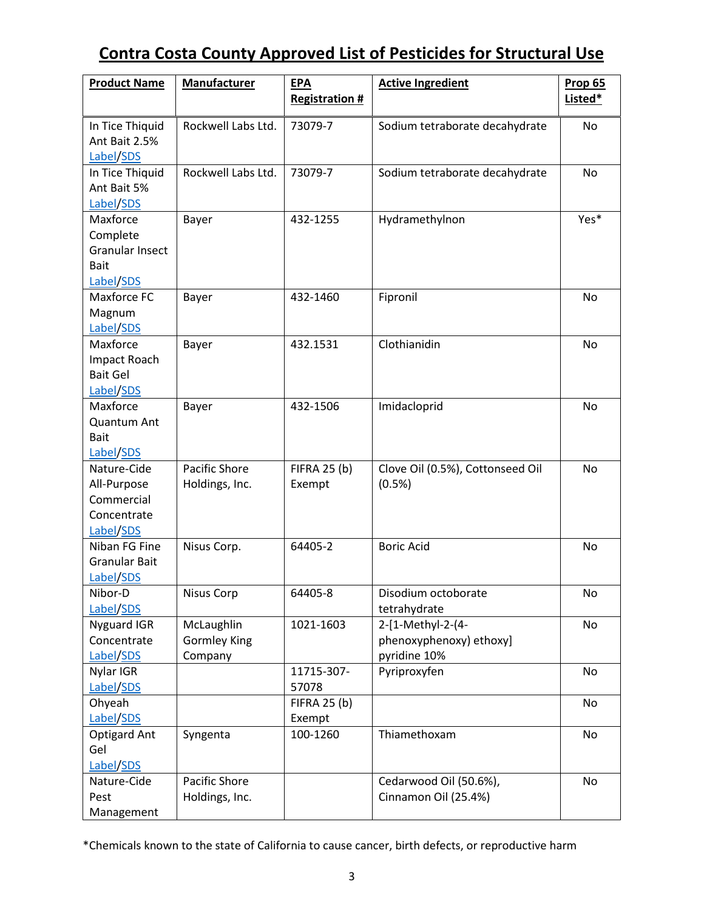# Contra Costa County Approved List of Pesticides for Structural Use

| Product Name | Manufacturer | EPA Registration # | Active Ingredient | Prop 65 Listed* |
|---|---|---|---|---|
| In Tice Thiquid Ant Bait 2.5% Label/SDS | Rockwell Labs Ltd. | 73079-7 | Sodium tetraborate decahydrate | No |
| In Tice Thiquid Ant Bait 5% Label/SDS | Rockwell Labs Ltd. | 73079-7 | Sodium tetraborate decahydrate | No |
| Maxforce Complete Granular Insect Bait Label/SDS | Bayer | 432-1255 | Hydramethylnon | Yes* |
| Maxforce FC Magnum Label/SDS | Bayer | 432-1460 | Fipronil | No |
| Maxforce Impact Roach Bait Gel Label/SDS | Bayer | 432.1531 | Clothianidin | No |
| Maxforce Quantum Ant Bait Label/SDS | Bayer | 432-1506 | Imidacloprid | No |
| Nature-Cide All-Purpose Commercial Concentrate Label/SDS | Pacific Shore Holdings, Inc. | FIFRA 25 (b) Exempt | Clove Oil (0.5%), Cottonseed Oil (0.5%) | No |
| Niban FG Fine Granular Bait Label/SDS | Nisus Corp. | 64405-2 | Boric Acid | No |
| Nibor-D Label/SDS | Nisus Corp | 64405-8 | Disodium octoborate tetrahydrate | No |
| Nyguard IGR Concentrate Label/SDS | McLaughlin Gormley King Company | 1021-1603 | 2-[1-Methyl-2-(4-phenoxyphenoxy) ethoxy] pyridine 10% | No |
| Nylar IGR Label/SDS | | 11715-307-57078 | Pyriproxyfen | No |
| Ohyeah Label/SDS | | FIFRA 25 (b) Exempt | | No |
| Optigard Ant Gel Label/SDS | Syngenta | 100-1260 | Thiamethoxam | No |
| Nature-Cide Pest Management | Pacific Shore Holdings, Inc. | | Cedarwood Oil (50.6%), Cinnamon Oil (25.4%) | No |

*Chemicals known to the state of California to cause cancer, birth defects, or reproductive harm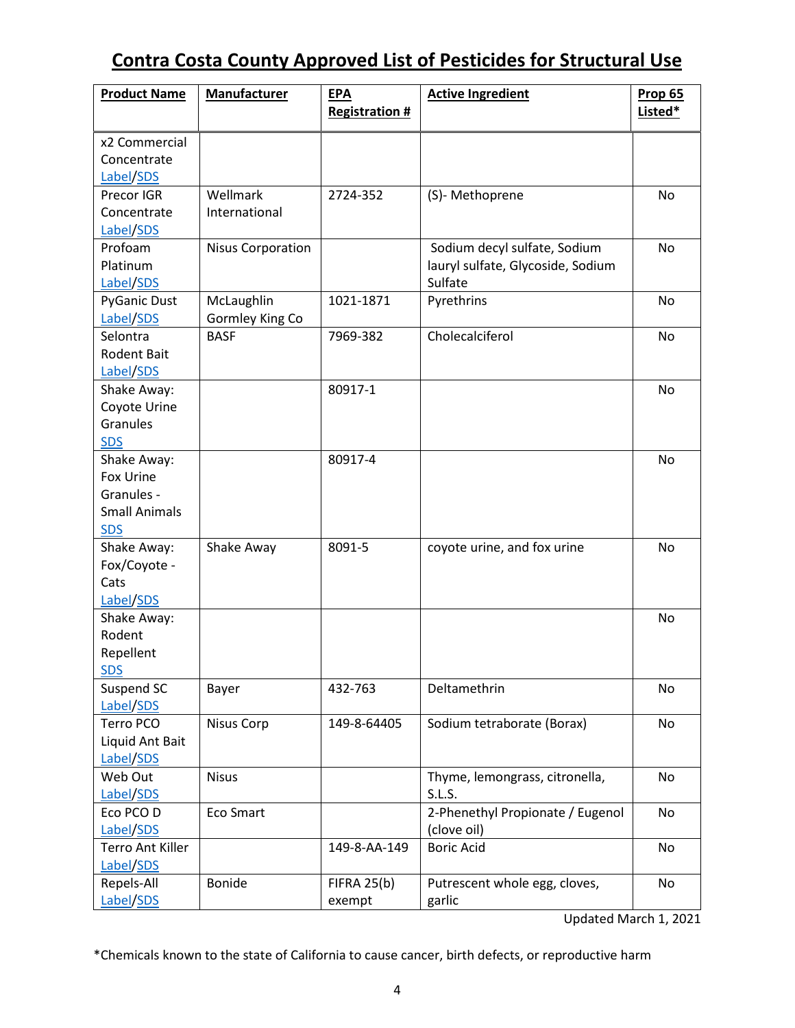# Contra Costa County Approved List of Pesticides for Structural Use

| Product Name | Manufacturer | EPA Registration # | Active Ingredient | Prop 65 Listed* |
|---|---|---|---|---|
| x2 Commercial Concentrate Label/SDS | | | | |
| Precor IGR Concentrate Label/SDS | Wellmark International | 2724-352 | (S)- Methoprene | No |
| Profoam Platinum Label/SDS | Nisus Corporation | | Sodium decyl sulfate, Sodium lauryl sulfate, Glycoside, Sodium Sulfate | No |
| PyGanic Dust Label/SDS | McLaughlin Gormley King Co | 1021-1871 | Pyrethrins | No |
| Selontra Rodent Bait Label/SDS | BASF | 7969-382 | Cholecalciferol | No |
| Shake Away: Coyote Urine Granules SDS | | 80917-1 | | No |
| Shake Away: Fox Urine Granules - Small Animals SDS | | 80917-4 | | No |
| Shake Away: Fox/Coyote - Cats Label/SDS | Shake Away | 8091-5 | coyote urine, and fox urine | No |
| Shake Away: Rodent Repellent SDS | | | | No |
| Suspend SC Label/SDS | Bayer | 432-763 | Deltamethrin | No |
| Terro PCO Liquid Ant Bait Label/SDS | Nisus Corp | 149-8-64405 | Sodium tetraborate (Borax) | No |
| Web Out Label/SDS | Nisus | | Thyme, lemongrass, citronella, S.L.S. | No |
| Eco PCO D Label/SDS | Eco Smart | | 2-Phenethyl Propionate / Eugenol (clove oil) | No |
| Terro Ant Killer Label/SDS | | 149-8-AA-149 | Boric Acid | No |
| Repels-All Label/SDS | Bonide | FIFRA 25(b) exempt | Putrescent whole egg, cloves, garlic | No |

Updated March 1, 2021

*Chemicals known to the state of California to cause cancer, birth defects, or reproductive harm